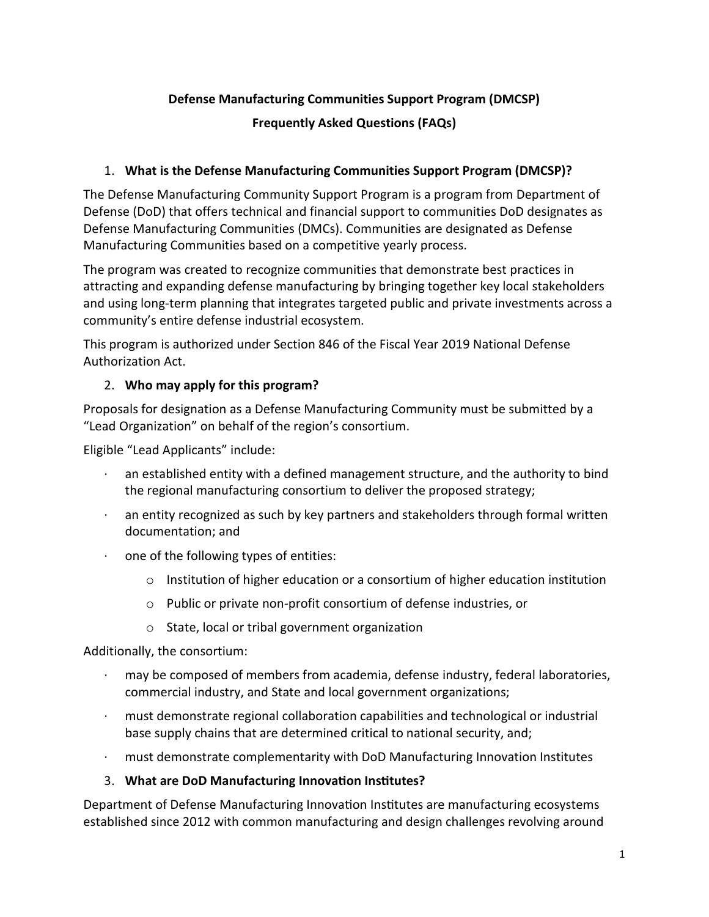**Defense Manufacturing Communities Support Program (DMCSP)**

**Frequently Asked Questions (FAQs)**

1. **What is the Defense Manufacturing Communities Support Program (DMCSP)?**

The Defense Manufacturing Community Support Program is a program from Department of Defense (DoD) that offers technical and financial support to communities DoD designates as Defense Manufacturing Communities (DMCs). Communities are designated as Defense Manufacturing Communities based on a competitive yearly process.

The program was created to recognize communities that demonstrate best practices in attracting and expanding defense manufacturing by bringing together key local stakeholders and using long-term planning that integrates targeted public and private investments across a community's entire defense industrial ecosystem.

This program is authorized under Section 846 of the Fiscal Year 2019 National Defense Authorization Act.

2. **Who may apply for this program?**

Proposals for designation as a Defense Manufacturing Community must be submitted by a "Lead Organization" on behalf of the region's consortium.

Eligible "Lead Applicants" include:

- an established entity with a defined management structure, and the authority to bind the regional manufacturing consortium to deliver the proposed strategy;
- an entity recognized as such by key partners and stakeholders through formal written documentation; and
- one of the following types of entities:
  - Institution of higher education or a consortium of higher education institution
  - Public or private non-profit consortium of defense industries, or
  - State, local or tribal government organization

Additionally, the consortium:

- may be composed of members from academia, defense industry, federal laboratories, commercial industry, and State and local government organizations;
- must demonstrate regional collaboration capabilities and technological or industrial base supply chains that are determined critical to national security, and;
- must demonstrate complementarity with DoD Manufacturing Innovation Institutes

3. **What are DoD Manufacturing Innovation Institutes?**

Department of Defense Manufacturing Innovation Institutes are manufacturing ecosystems established since 2012 with common manufacturing and design challenges revolving around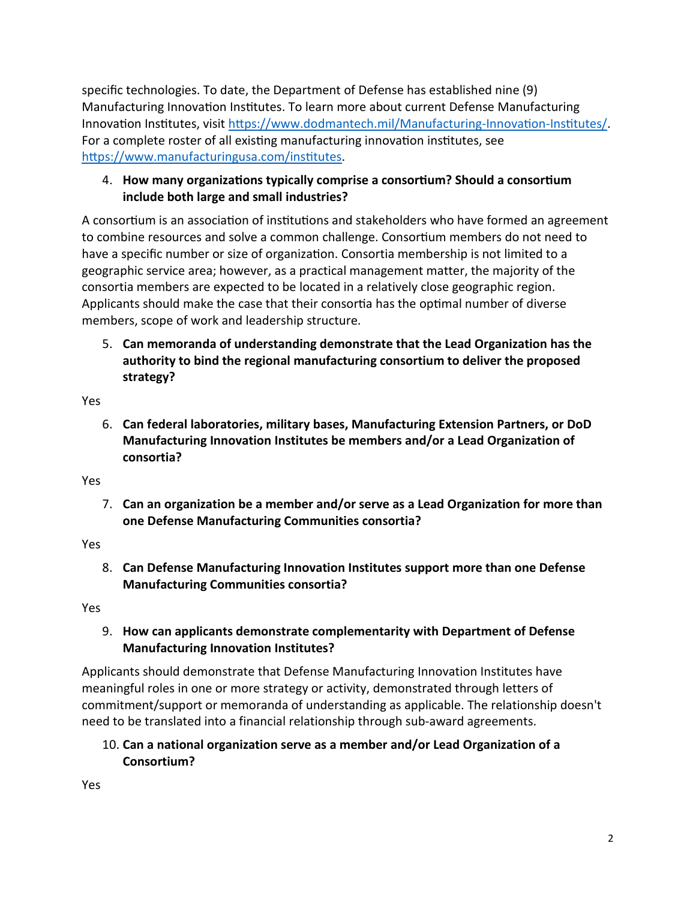specific technologies. To date, the Department of Defense has established nine (9) Manufacturing Innovation Institutes. To learn more about current Defense Manufacturing Innovation Institutes, visit https://www.dodmantech.mil/Manufacturing-Innovation-Institutes/. For a complete roster of all existing manufacturing innovation institutes, see https://www.manufacturingusa.com/institutes.

4. **How many organizations typically comprise a consortium? Should a consortium include both large and small industries?**

A consortium is an association of institutions and stakeholders who have formed an agreement to combine resources and solve a common challenge. Consortium members do not need to have a specific number or size of organization. Consortia membership is not limited to a geographic service area; however, as a practical management matter, the majority of the consortia members are expected to be located in a relatively close geographic region. Applicants should make the case that their consortia has the optimal number of diverse members, scope of work and leadership structure.

5. **Can memoranda of understanding demonstrate that the Lead Organization has the authority to bind the regional manufacturing consortium to deliver the proposed strategy?**

Yes

6. **Can federal laboratories, military bases, Manufacturing Extension Partners, or DoD Manufacturing Innovation Institutes be members and/or a Lead Organization of consortia?**

Yes

7. **Can an organization be a member and/or serve as a Lead Organization for more than one Defense Manufacturing Communities consortia?**

Yes

8. **Can Defense Manufacturing Innovation Institutes support more than one Defense Manufacturing Communities consortia?**

Yes

9. **How can applicants demonstrate complementarity with Department of Defense Manufacturing Innovation Institutes?**

Applicants should demonstrate that Defense Manufacturing Innovation Institutes have meaningful roles in one or more strategy or activity, demonstrated through letters of commitment/support or memoranda of understanding as applicable. The relationship doesn't need to be translated into a financial relationship through sub-award agreements.

10. **Can a national organization serve as a member and/or Lead Organization of a Consortium?**

Yes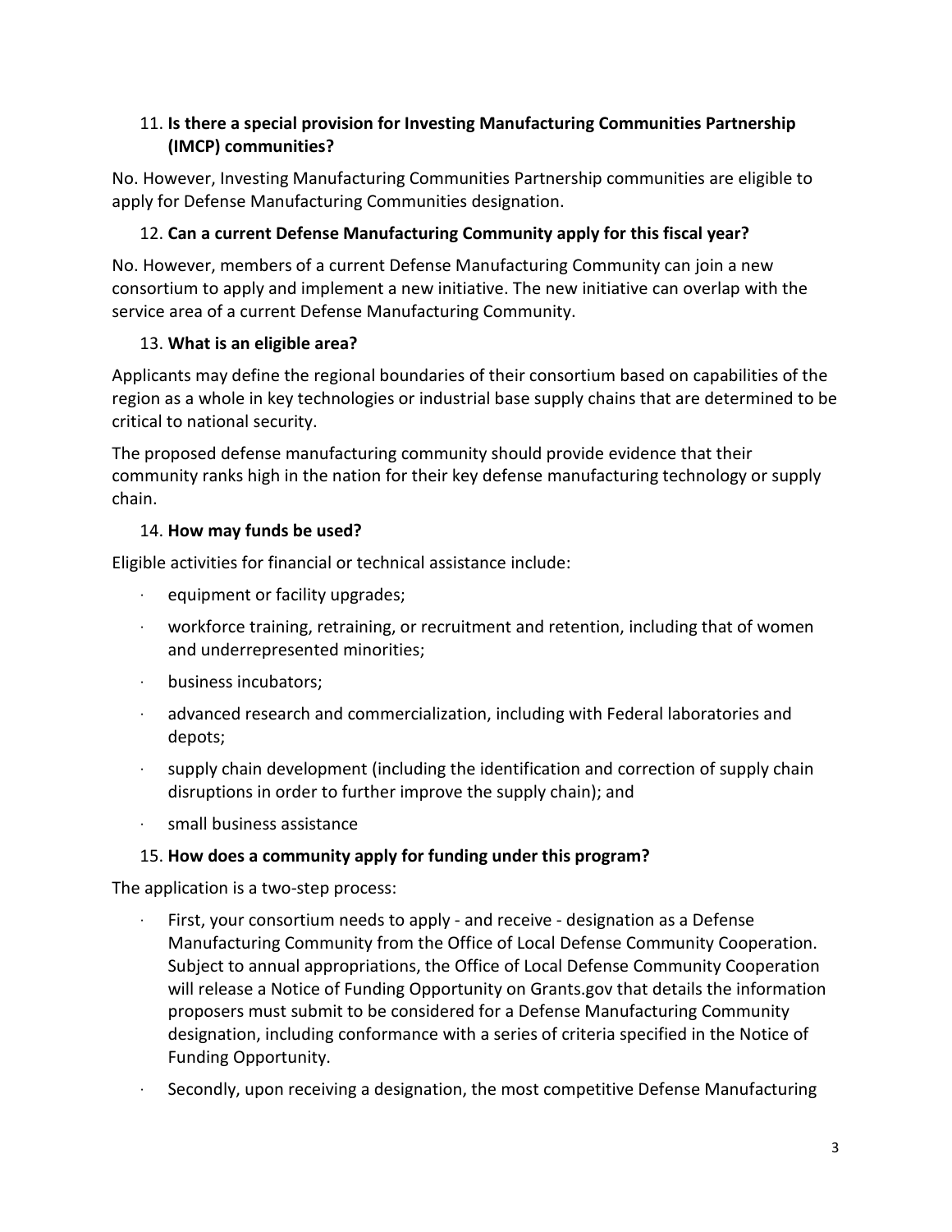11. **Is there a special provision for Investing Manufacturing Communities Partnership (IMCP) communities?**

No. However, Investing Manufacturing Communities Partnership communities are eligible to apply for Defense Manufacturing Communities designation.

12. **Can a current Defense Manufacturing Community apply for this fiscal year?**

No. However, members of a current Defense Manufacturing Community can join a new consortium to apply and implement a new initiative. The new initiative can overlap with the service area of a current Defense Manufacturing Community.

13. **What is an eligible area?**

Applicants may define the regional boundaries of their consortium based on capabilities of the region as a whole in key technologies or industrial base supply chains that are determined to be critical to national security.

The proposed defense manufacturing community should provide evidence that their community ranks high in the nation for their key defense manufacturing technology or supply chain.

14. **How may funds be used?**

Eligible activities for financial or technical assistance include:

- equipment or facility upgrades;
- workforce training, retraining, or recruitment and retention, including that of women and underrepresented minorities;
- business incubators;
- advanced research and commercialization, including with Federal laboratories and depots;
- supply chain development (including the identification and correction of supply chain disruptions in order to further improve the supply chain); and
- small business assistance

15. **How does a community apply for funding under this program?**

The application is a two-step process:

- First, your consortium needs to apply - and receive - designation as a Defense Manufacturing Community from the Office of Local Defense Community Cooperation. Subject to annual appropriations, the Office of Local Defense Community Cooperation will release a Notice of Funding Opportunity on Grants.gov that details the information proposers must submit to be considered for a Defense Manufacturing Community designation, including conformance with a series of criteria specified in the Notice of Funding Opportunity.
- Secondly, upon receiving a designation, the most competitive Defense Manufacturing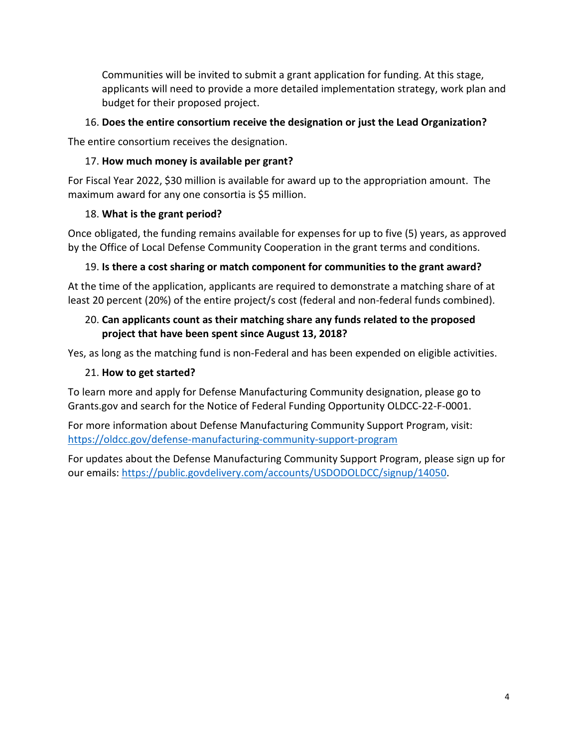Communities will be invited to submit a grant application for funding. At this stage, applicants will need to provide a more detailed implementation strategy, work plan and budget for their proposed project.

16. **Does the entire consortium receive the designation or just the Lead Organization?**

The entire consortium receives the designation.

17. **How much money is available per grant?**

For Fiscal Year 2022, $30 million is available for award up to the appropriation amount. The maximum award for any one consortia is $5 million.

18. **What is the grant period?**

Once obligated, the funding remains available for expenses for up to five (5) years, as approved by the Office of Local Defense Community Cooperation in the grant terms and conditions.

19. **Is there a cost sharing or match component for communities to the grant award?**

At the time of the application, applicants are required to demonstrate a matching share of at least 20 percent (20%) of the entire project/s cost (federal and non-federal funds combined).

20. **Can applicants count as their matching share any funds related to the proposed project that have been spent since August 13, 2018?**

Yes, as long as the matching fund is non-Federal and has been expended on eligible activities.

21. **How to get started?**

To learn more and apply for Defense Manufacturing Community designation, please go to Grants.gov and search for the Notice of Federal Funding Opportunity OLDCC-22-F-0001.

For more information about Defense Manufacturing Community Support Program, visit: https://oldcc.gov/defense-manufacturing-community-support-program

For updates about the Defense Manufacturing Community Support Program, please sign up for our emails: https://public.govdelivery.com/accounts/USDODOLDCC/signup/14050.